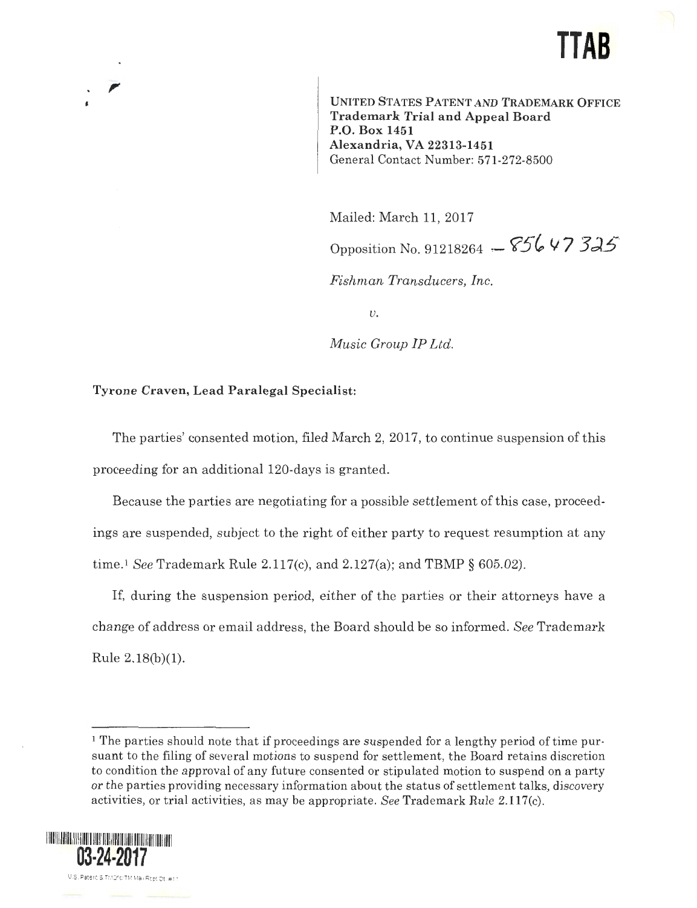# TTAB

**UNITED STATES PATENT AND TRADEMARK OFFICE**
**Trademark Trial and Appeal Board**
**P.O. Box 1451**
**Alexandria, VA 22313-1451**
General Contact Number: 571-272-8500

Mailed: March 11, 2017

Opposition No. 91218264 — 85647325

*Fishman Transducers, Inc.*

*v.*

*Music Group IP Ltd.*

**Tyrone Craven, Lead Paralegal Specialist:**

The parties' consented motion, filed March 2, 2017, to continue suspension of this proceeding for an additional 120-days is granted.

Because the parties are negotiating for a possible settlement of this case, proceedings are suspended, subject to the right of either party to request resumption at any time.[1] *See* Trademark Rule 2.117(c), and 2.127(a); and TBMP § 605.02).

If, during the suspension period, either of the parties or their attorneys have a change of address or email address, the Board should be so informed. *See* Trademark Rule 2.18(b)(1).

---

[1] The parties should note that if proceedings are suspended for a lengthy period of time pursuant to the filing of several motions to suspend for settlement, the Board retains discretion to condition the approval of any future consented or stipulated motion to suspend on a party or the parties providing necessary information about the status of settlement talks, discovery activities, or trial activities, as may be appropriate. *See* Trademark Rule 2.117(c).

03-24-2017

U.S. Patent & TMOfc/TM Mail Rcpt Dt. #11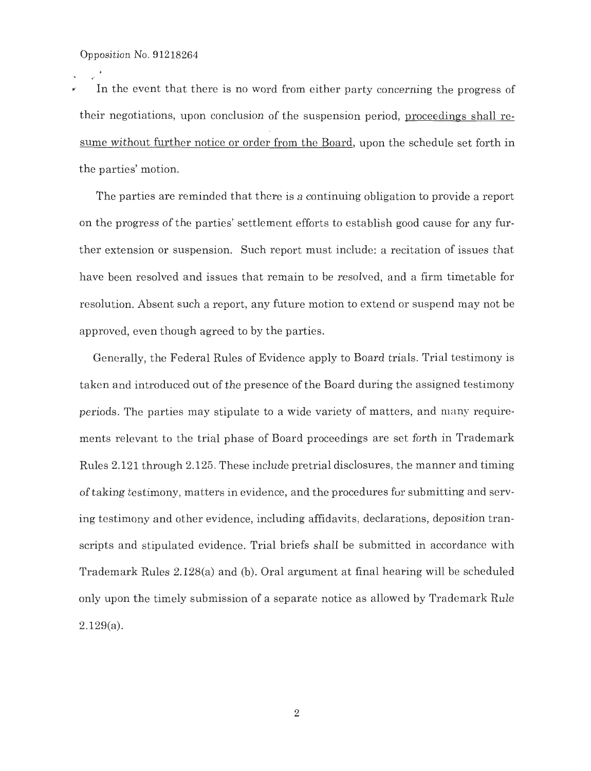In the event that there is no word from either party concerning the progress of their negotiations, upon conclusion of the suspension period, proceedings shall resume without further notice or order from the Board, upon the schedule set forth in the parties' motion.

The parties are reminded that there is a continuing obligation to provide a report on the progress of the parties' settlement efforts to establish good cause for any further extension or suspension. Such report must include: a recitation of issues that have been resolved and issues that remain to be resolved, and a firm timetable for resolution. Absent such a report, any future motion to extend or suspend may not be approved, even though agreed to by the parties.

Generally, the Federal Rules of Evidence apply to Board trials. Trial testimony is taken and introduced out of the presence of the Board during the assigned testimony periods. The parties may stipulate to a wide variety of matters, and many requirements relevant to the trial phase of Board proceedings are set forth in Trademark Rules 2.121 through 2.125. These include pretrial disclosures, the manner and timing of taking testimony, matters in evidence, and the procedures for submitting and serving testimony and other evidence, including affidavits, declarations, deposition transcripts and stipulated evidence. Trial briefs shall be submitted in accordance with Trademark Rules 2.128(a) and (b). Oral argument at final hearing will be scheduled only upon the timely submission of a separate notice as allowed by Trademark Rule 2.129(a).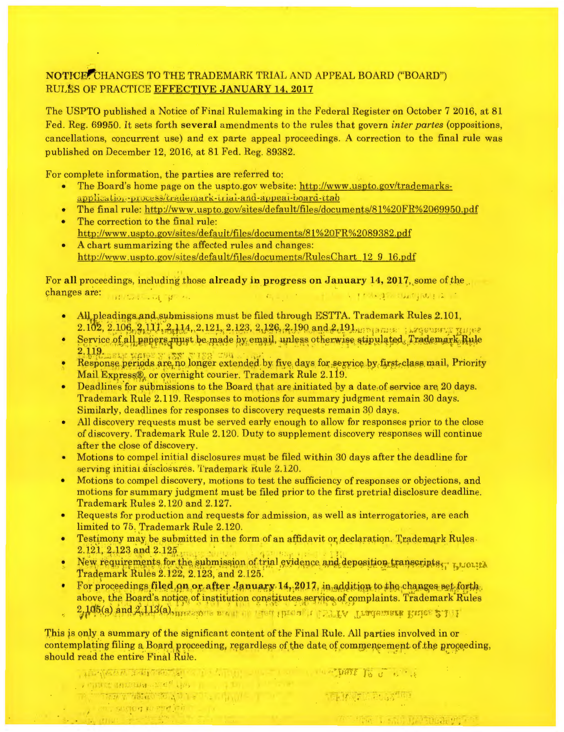# NOTICE: CHANGES TO THE TRADEMARK TRIAL AND APPEAL BOARD ("BOARD") RULES OF PRACTICE EFFECTIVE JANUARY 14, 2017

The USPTO published a Notice of Final Rulemaking in the Federal Register on October 7 2016, at 81 Fed. Reg. 69950. It sets forth **several** amendments to the rules that govern *inter partes* (oppositions, cancellations, concurrent use) and ex parte appeal proceedings. A correction to the final rule was published on December 12, 2016, at 81 Fed. Reg. 89382.

For complete information, the parties are referred to:

- The Board's home page on the uspto.gov website: http://www.uspto.gov/trademarks-application-process/trademark-trial-and-appeal-board-ttab
- The final rule: http://www.uspto.gov/sites/default/files/documents/81%20FR%2069950.pdf
- The correction to the final rule: http://www.uspto.gov/sites/default/files/documents/81%20FR%2089382.pdf
- A chart summarizing the affected rules and changes: http://www.uspto.gov/sites/default/files/documents/RulesChart_12_9_16.pdf

For **all** proceedings, including those **already in progress on January 14, 2017**, some of the changes are:

- All pleadings and submissions must be filed through ESTTA. Trademark Rules 2.101, 2.102, 2.106, 2.111, 2.114, 2.121, 2.123, 2.126, 2.190 and 2.191.
- Service of all papers must be made by email, unless otherwise stipulated. Trademark Rule 2.119.
- Response periods are no longer extended by five days for service by first-class mail, Priority Mail Express®, or overnight courier. Trademark Rule 2.119.
- Deadlines for submissions to the Board that are initiated by a date of service are 20 days. Trademark Rule 2.119. Responses to motions for summary judgment remain 30 days. Similarly, deadlines for responses to discovery requests remain 30 days.
- All discovery requests must be served early enough to allow for responses prior to the close of discovery. Trademark Rule 2.120. Duty to supplement discovery responses will continue after the close of discovery.
- Motions to compel initial disclosures must be filed within 30 days after the deadline for serving initial disclosures. Trademark Rule 2.120.
- Motions to compel discovery, motions to test the sufficiency of responses or objections, and motions for summary judgment must be filed prior to the first pretrial disclosure deadline. Trademark Rules 2.120 and 2.127.
- Requests for production and requests for admission, as well as interrogatories, are each limited to 75. Trademark Rule 2.120.
- Testimony may be submitted in the form of an affidavit or declaration. Trademark Rules 2.121, 2.123 and 2.125.
- New requirements for the submission of trial evidence and deposition transcripts. Trademark Rules 2.122, 2.123, and 2.125.
- For proceedings **filed on or after January 14, 2017**, in addition to the changes set forth above, the Board's notice of institution constitutes service of complaints. Trademark Rules 2.105(a) and 2.113(a).

This is only a summary of the significant content of the Final Rule. All parties involved in or contemplating filing a Board proceeding, regardless of the date of commencement of the proceeding, should read the entire Final Rule.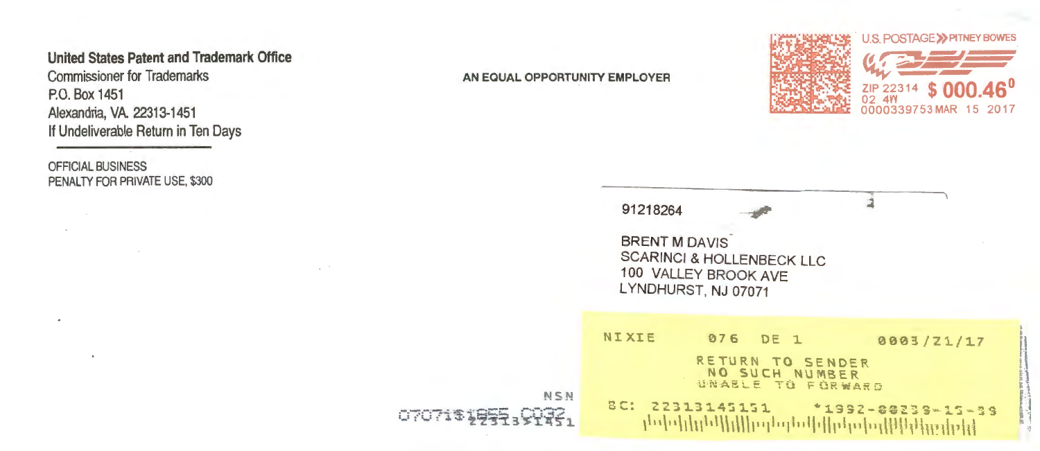**United States Patent and Trademark Office**
Commissioner for Trademarks
P.O. Box 1451
Alexandria, VA. 22313-1451
If Undeliverable Return in Ten Days

OFFICIAL BUSINESS
PENALTY FOR PRIVATE USE, $300

AN EQUAL OPPORTUNITY EMPLOYER

U.S. POSTAGE PITNEY BOWES
ZIP 22314 $ 000.46[0]
02 4W
0000339753 MAR 15 2017

91218264

BRENT M DAVIS
SCARINCI & HOLLENBECK LLC
100 VALLEY BROOK AVE
LYNDHURST, NJ 07071

NIXIE 076 DE 1 0003/21/17
RETURN TO SENDER
NO SUCH NUMBER
UNABLE TO FORWARD

NSN
07071$1855 C032
22313>1451

BC: 22313145151 *1992-08239-15-39